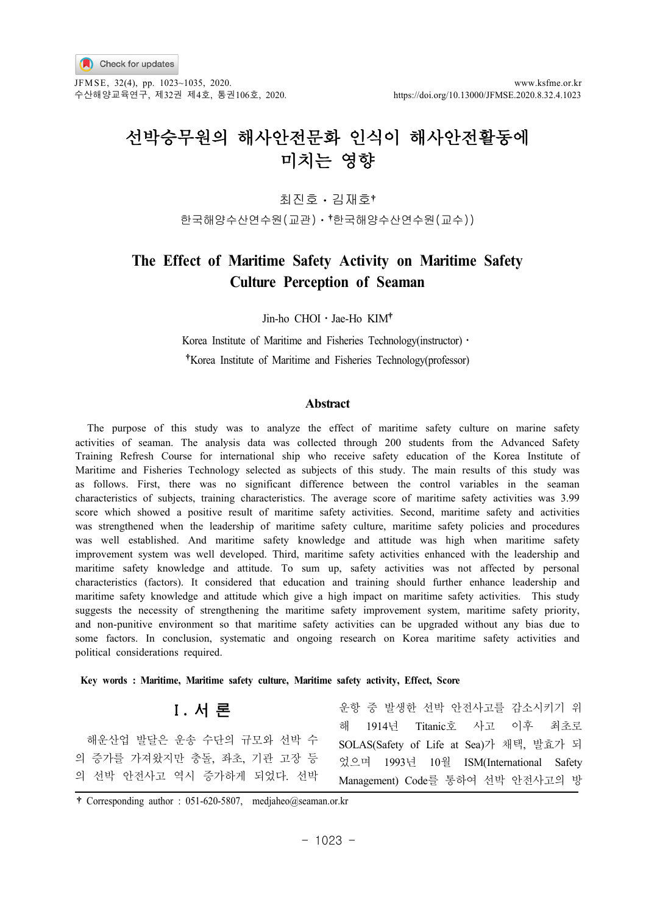# 선박승무원의 해사안전문화 인식이 해사안전활동에 미치는 영향

최진호・김재호[†]

한국해양수산연수원(교관)・[†]한국해양수산연수원(교수))

# The Effect of Maritime Safety Activity on Maritime Safety Culture Perception of Seaman

Jin-ho CHOI・Jae-Ho KIM[†]

Korea Institute of Maritime and Fisheries Technology(instructor)・
[†]Korea Institute of Maritime and Fisheries Technology(professor)

## Abstract

The purpose of this study was to analyze the effect of maritime safety culture on marine safety activities of seaman. The analysis data was collected through 200 students from the Advanced Safety Training Refresh Course for international ship who receive safety education of the Korea Institute of Maritime and Fisheries Technology selected as subjects of this study. The main results of this study was as follows. First, there was no significant difference between the control variables in the seaman characteristics of subjects, training characteristics. The average score of maritime safety activities was 3.99 score which showed a positive result of maritime safety activities. Second, maritime safety and activities was strengthened when the leadership of maritime safety culture, maritime safety policies and procedures was well established. And maritime safety knowledge and attitude was high when maritime safety improvement system was well developed. Third, maritime safety activities enhanced with the leadership and maritime safety knowledge and attitude. To sum up, safety activities was not affected by personal characteristics (factors). It considered that education and training should further enhance leadership and maritime safety knowledge and attitude which give a high impact on maritime safety activities. This study suggests the necessity of strengthening the maritime safety improvement system, maritime safety priority, and non-punitive environment so that maritime safety activities can be upgraded without any bias due to some factors. In conclusion, systematic and ongoing research on Korea maritime safety activities and political considerations required.

**Key words : Maritime, Maritime safety culture, Maritime safety activity, Effect, Score**

## Ⅰ. 서 론

해운산업 발달은 운송 수단의 규모와 선박 수의 증가를 가져왔지만 충돌, 좌초, 기관 고장 등의 선박 안전사고 역시 증가하게 되었다. 선박 운항 중 발생한 선박 안전사고를 감소시키기 위해 1914년 Titanic호 사고 이후 최초로 SOLAS(Safety of Life at Sea)가 채택, 발효가 되었으며 1993년 10월 ISM(International Safety Management) Code를 통하여 선박 안전사고의 방

---

† Corresponding author : 051-620-5807, medjaheo@seaman.or.kr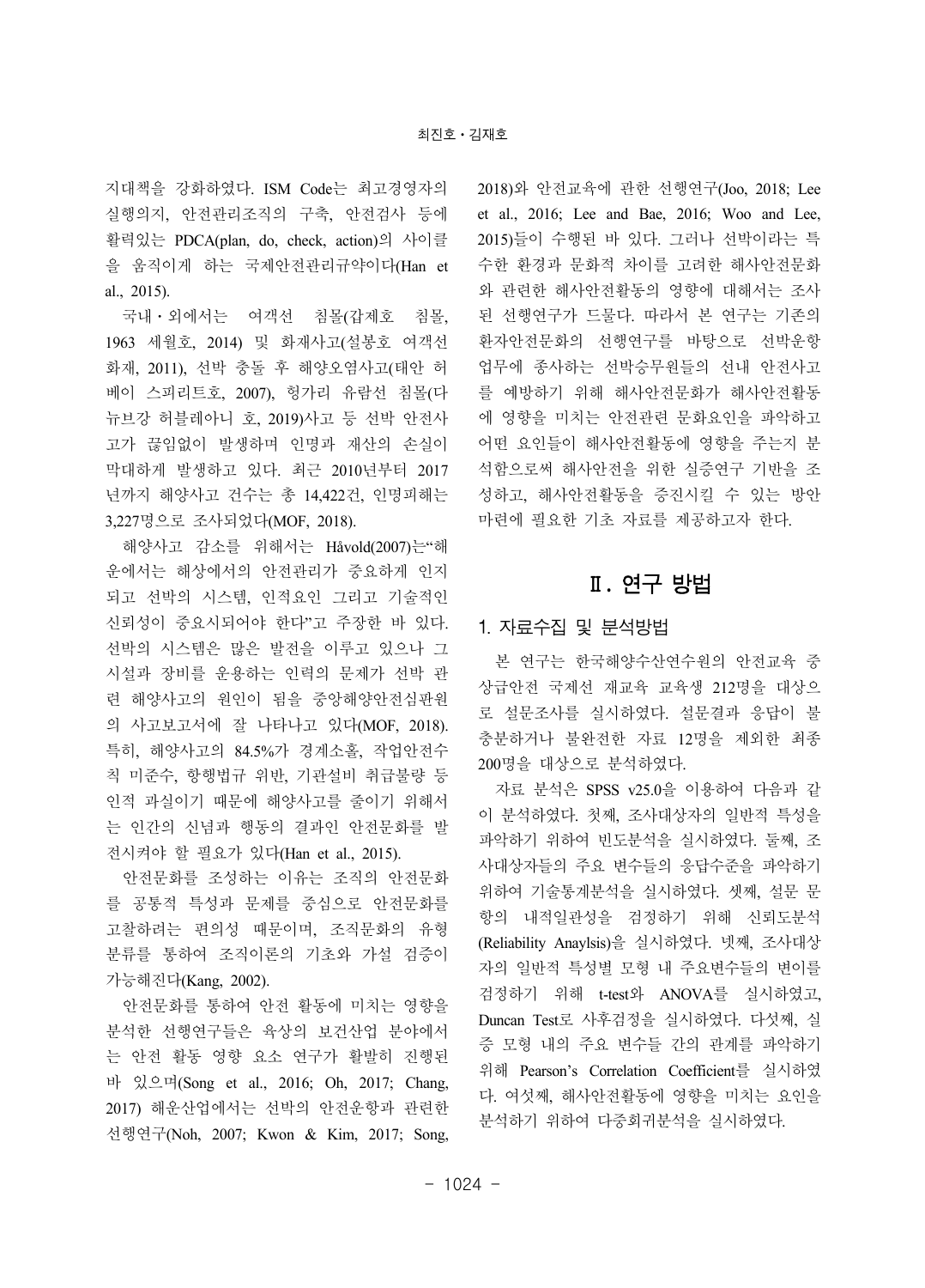지대책을 강화하였다. ISM Code는 최고경영자의 실행의지, 안전관리조직의 구축, 안전검사 등에 활력있는 PDCA(plan, do, check, action)의 사이클을 움직이게 하는 국제안전관리규약이다(Han et al., 2015).

국내・외에서는 여객선 침몰(갑제호 침몰, 1963 세월호, 2014) 및 화재사고(설봉호 여객선 화재, 2011), 선박 충돌 후 해양오염사고(태안 허베이 스피리트호, 2007), 헝가리 유람선 침몰(다뉴브강 허블레아니 호, 2019)사고 등 선박 안전사고가 끊임없이 발생하며 인명과 재산의 손실이 막대하게 발생하고 있다. 최근 2010년부터 2017년까지 해양사고 건수는 총 14,422건, 인명피해는 3,227명으로 조사되었다(MOF, 2018).

해양사고 감소를 위해서는 Håvold(2007)는"해운에서는 해상에서의 안전관리가 중요하게 인지되고 선박의 시스템, 인적요인 그리고 기술적인 신뢰성이 중요시되어야 한다"고 주장한 바 있다. 선박의 시스템은 많은 발전을 이루고 있으나 그 시설과 장비를 운용하는 인력의 문제가 선박 관련 해양사고의 원인이 됨을 중앙해양안전심판원의 사고보고서에 잘 나타나고 있다(MOF, 2018). 특히, 해양사고의 84.5%가 경계소홀, 작업안전수칙 미준수, 항행법규 위반, 기관설비 취급불량 등 인적 과실이기 때문에 해양사고를 줄이기 위해서는 인간의 신념과 행동의 결과인 안전문화를 발전시켜야 할 필요가 있다(Han et al., 2015).

안전문화를 조성하는 이유는 조직의 안전문화를 공통적 특성과 문제를 중심으로 안전문화를 고찰하려는 편의성 때문이며, 조직문화의 유형 분류를 통하여 조직이론의 기초와 가설 검증이 가능해진다(Kang, 2002).

안전문화를 통하여 안전 활동에 미치는 영향을 분석한 선행연구들은 육상의 보건산업 분야에서는 안전 활동 영향 요소 연구가 활발히 진행된 바 있으며(Song et al., 2016; Oh, 2017; Chang, 2017) 해운산업에서는 선박의 안전운항과 관련한 선행연구(Noh, 2007; Kwon & Kim, 2017; Song, 2018)와 안전교육에 관한 선행연구(Joo, 2018; Lee et al., 2016; Lee and Bae, 2016; Woo and Lee, 2015)들이 수행된 바 있다. 그러나 선박이라는 특수한 환경과 문화적 차이를 고려한 해사안전문화와 관련한 해사안전활동의 영향에 대해서는 조사된 선행연구가 드물다. 따라서 본 연구는 기존의 환자안전문화의 선행연구를 바탕으로 선박운항 업무에 종사하는 선박승무원들의 선내 안전사고를 예방하기 위해 해사안전문화가 해사안전활동에 영향을 미치는 안전관련 문화요인을 파악하고 어떤 요인들이 해사안전활동에 영향을 주는지 분석함으로써 해사안전을 위한 실증연구 기반을 조성하고, 해사안전활동을 증진시킬 수 있는 방안 마련에 필요한 기초 자료를 제공하고자 한다.

# Ⅱ. 연구 방법

## 1. 자료수집 및 분석방법

본 연구는 한국해양수산연수원의 안전교육 중 상급안전 국제선 재교육 교육생 212명을 대상으로 설문조사를 실시하였다. 설문결과 응답이 불충분하거나 불완전한 자료 12명을 제외한 최종 200명을 대상으로 분석하였다.

자료 분석은 SPSS v25.0을 이용하여 다음과 같이 분석하였다. 첫째, 조사대상자의 일반적 특성을 파악하기 위하여 빈도분석을 실시하였다. 둘째, 조사대상자들의 주요 변수들의 응답수준을 파악하기 위하여 기술통계분석을 실시하였다. 셋째, 설문 문항의 내적일관성을 검정하기 위해 신뢰도분석(Reliability Anaylsis)을 실시하였다. 넷째, 조사대상자의 일반적 특성별 모형 내 주요변수들의 변이를 검정하기 위해 t-test와 ANOVA를 실시하였고, Duncan Test로 사후검정을 실시하였다. 다섯째, 실증 모형 내의 주요 변수들 간의 관계를 파악하기 위해 Pearson's Correlation Coefficient를 실시하였다. 여섯째, 해사안전활동에 영향을 미치는 요인을 분석하기 위하여 다중회귀분석을 실시하였다.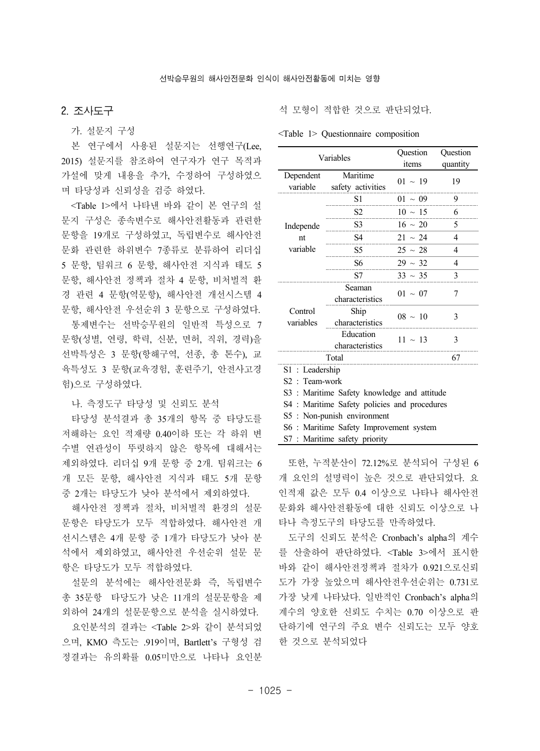## 2. 조사도구

가. 설문지 구성

본 연구에서 사용된 설문지는 선행연구(Lee, 2015) 설문지를 참조하여 연구자가 연구 목적과 가설에 맞게 내용을 추가, 수정하여 구성하였으며 타당성과 신뢰성을 검증 하였다.

<Table 1>에서 나타낸 바와 같이 본 연구의 설문지 구성은 종속변수로 해사안전활동과 관련한 문항을 19개로 구성하였고, 독립변수로 해사안전문화 관련한 하위변수 7종류로 분류하여 리더십 5 문항, 팀워크 6 문항, 해사안전 지식과 태도 5 문항, 해사안전 정책과 절차 4 문항, 비처벌적 환경 관련 4 문항(역문항), 해사안전 개선시스템 4 문항, 해사안전 우선순위 3 문항으로 구성하였다.

통제변수는 선박승무원의 일반적 특성으로 7 문항(성별, 연령, 학력, 신분, 면허, 직위, 경력)을 선박특성은 3 문항(항해구역, 선종, 총 톤수), 교육특성도 3 문항(교육경험, 훈련주기, 안전사고경험)으로 구성하였다.

나. 측정도구 타당성 및 신뢰도 분석

타당성 분석결과 총 35개의 항목 중 타당도를 저해하는 요인 적재량 0.40이하 또는 각 하위 변수별 연관성이 뚜렷하지 않은 항목에 대해서는 제외하였다. 리더십 9개 문항 중 2개. 팀워크는 6개 모든 문항, 해사안전 지식과 태도 5개 문항 중 2개는 타당도가 낮아 분석에서 제외하였다.

해사안전 정책과 절차, 비처벌적 환경의 설문 문항은 타당도가 모두 적합하였다. 해사안전 개선시스템은 4개 문항 중 1개가 타당도가 낮아 분석에서 제외하였고, 해사안전 우선순위 설문 문항은 타당도가 모두 적합하였다.

설문의 분석에는 해사안전문화 즉, 독립변수 총 35문항 타당도가 낮은 11개의 설문문항을 제외하여 24개의 설문문항으로 분석을 실시하였다.

요인분석의 결과는 <Table 2>와 같이 분석되었으며, KMO 측도는 .919이며, Bartlett's 구형성 검정결과는 유의확률 0.05미만으로 나타나 요인분석 모형이 적합한 것으로 판단되었다.

<Table 1> Questionnaire composition

| Variables | | Question items | Question quantity |
|---|---|---|---|
| Dependent variable | Maritime safety activities | 01 ~ 19 | 19 |
| Independent variable | S1 | 01 ~ 09 | 9 |
| | S2 | 10 ~ 15 | 6 |
| | S3 | 16 ~ 20 | 5 |
| | S4 | 21 ~ 24 | 4 |
| | S5 | 25 ~ 28 | 4 |
| | S6 | 29 ~ 32 | 4 |
| | S7 | 33 ~ 35 | 3 |
| Control variables | Seaman characteristics | 01 ~ 07 | 7 |
| | Ship characteristics | 08 ~ 10 | 3 |
| | Education characteristics | 11 ~ 13 | 3 |
| Total | | | 67 |

S1 : Leadership
S2 : Team-work
S3 : Maritime Safety knowledge and attitude
S4 : Maritime Safety policies and procedures
S5 : Non-punish environment
S6 : Maritime Safety Improvement system
S7 : Maritime safety priority

또한, 누적분산이 72.12%로 분석되어 구성된 6개 요인의 설명력이 높은 것으로 판단되었다. 요인적재 값은 모두 0.4 이상으로 나타나 해사안전문화와 해사안전활동에 대한 신뢰도 이상으로 나타나 측정도구의 타당도를 만족하였다.

도구의 신뢰도 분석은 Cronbach's alpha의 계수를 산출하여 판단하였다. <Table 3>에서 표시한 바와 같이 해사안전정책과 절차가 0.921으로신뢰도가 가장 높았으며 해사안전우선순위는 0.731로 가장 낮게 나타났다. 일반적인 Cronbach's alpha의 계수의 양호한 신뢰도 수치는 0.70 이상으로 판단하기에 연구의 주요 변수 신뢰도는 모두 양호한 것으로 분석되었다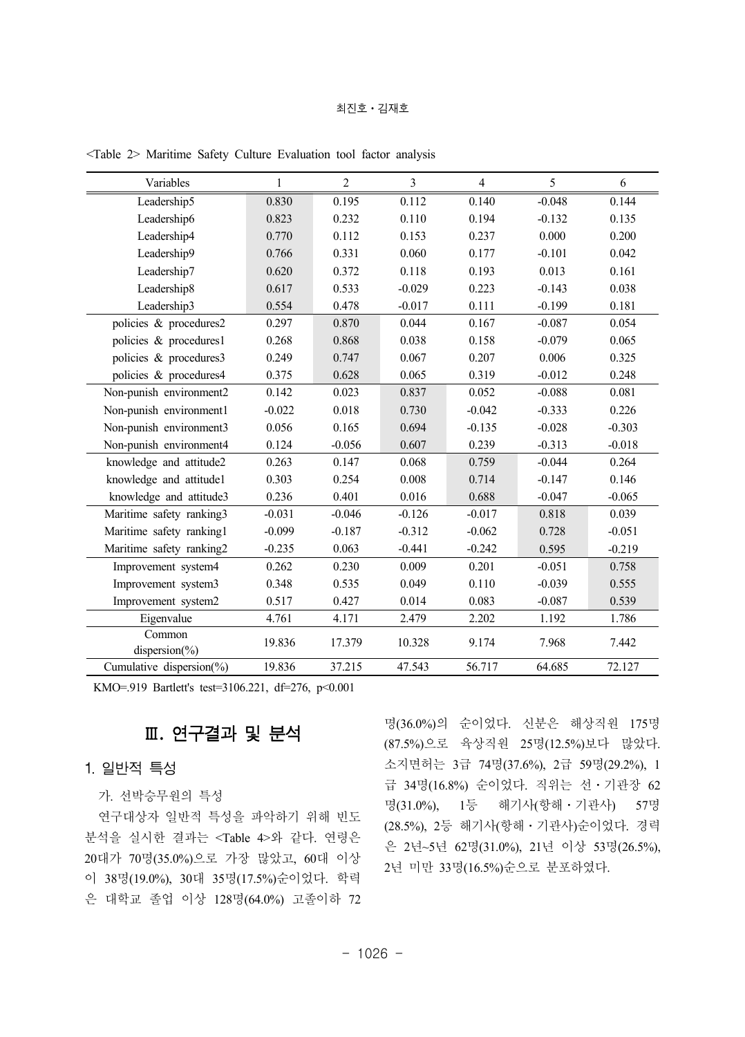<Table 2> Maritime Safety Culture Evaluation tool factor analysis

| Variables | 1 | 2 | 3 | 4 | 5 | 6 |
|---|---|---|---|---|---|---|
| Leadership5 | 0.830 | 0.195 | 0.112 | 0.140 | -0.048 | 0.144 |
| Leadership6 | 0.823 | 0.232 | 0.110 | 0.194 | -0.132 | 0.135 |
| Leadership4 | 0.770 | 0.112 | 0.153 | 0.237 | 0.000 | 0.200 |
| Leadership9 | 0.766 | 0.331 | 0.060 | 0.177 | -0.101 | 0.042 |
| Leadership7 | 0.620 | 0.372 | 0.118 | 0.193 | 0.013 | 0.161 |
| Leadership8 | 0.617 | 0.533 | -0.029 | 0.223 | -0.143 | 0.038 |
| Leadership3 | 0.554 | 0.478 | -0.017 | 0.111 | -0.199 | 0.181 |
| policies & procedures2 | 0.297 | 0.870 | 0.044 | 0.167 | -0.087 | 0.054 |
| policies & procedures1 | 0.268 | 0.868 | 0.038 | 0.158 | -0.079 | 0.065 |
| policies & procedures3 | 0.249 | 0.747 | 0.067 | 0.207 | 0.006 | 0.325 |
| policies & procedures4 | 0.375 | 0.628 | 0.065 | 0.319 | -0.012 | 0.248 |
| Non-punish environment2 | 0.142 | 0.023 | 0.837 | 0.052 | -0.088 | 0.081 |
| Non-punish environment1 | -0.022 | 0.018 | 0.730 | -0.042 | -0.333 | 0.226 |
| Non-punish environment3 | 0.056 | 0.165 | 0.694 | -0.135 | -0.028 | -0.303 |
| Non-punish environment4 | 0.124 | -0.056 | 0.607 | 0.239 | -0.313 | -0.018 |
| knowledge and attitude2 | 0.263 | 0.147 | 0.068 | 0.759 | -0.044 | 0.264 |
| knowledge and attitude1 | 0.303 | 0.254 | 0.008 | 0.714 | -0.147 | 0.146 |
| knowledge and attitude3 | 0.236 | 0.401 | 0.016 | 0.688 | -0.047 | -0.065 |
| Maritime safety ranking3 | -0.031 | -0.046 | -0.126 | -0.017 | 0.818 | 0.039 |
| Maritime safety ranking1 | -0.099 | -0.187 | -0.312 | -0.062 | 0.728 | -0.051 |
| Maritime safety ranking2 | -0.235 | 0.063 | -0.441 | -0.242 | 0.595 | -0.219 |
| Improvement system4 | 0.262 | 0.230 | 0.009 | 0.201 | -0.051 | 0.758 |
| Improvement system3 | 0.348 | 0.535 | 0.049 | 0.110 | -0.039 | 0.555 |
| Improvement system2 | 0.517 | 0.427 | 0.014 | 0.083 | -0.087 | 0.539 |
| Eigenvalue | 4.761 | 4.171 | 2.479 | 2.202 | 1.192 | 1.786 |
| Common dispersion(%) | 19.836 | 17.379 | 10.328 | 9.174 | 7.968 | 7.442 |
| Cumulative dispersion(%) | 19.836 | 37.215 | 47.543 | 56.717 | 64.685 | 72.127 |

KMO=.919 Bartlett's test=3106.221, df=276, p<0.001

## Ⅲ. 연구결과 및 분석

### 1. 일반적 특성

가. 선박승무원의 특성

연구대상자 일반적 특성을 파악하기 위해 빈도 분석을 실시한 결과는 <Table 4>와 같다. 연령은 20대가 70명(35.0%)으로 가장 많았고, 60대 이상이 38명(19.0%), 30대 35명(17.5%)순이었다. 학력은 대학교 졸업 이상 128명(64.0%) 고졸이하 72명(36.0%)의 순이었다. 신분은 해상직원 175명(87.5%)으로 육상직원 25명(12.5%)보다 많았다. 소지면허는 3급 74명(37.6%), 2급 59명(29.2%), 1급 34명(16.8%) 순이었다. 직위는 선・기관장 62명(31.0%), 1등 해기사(항해・기관사) 57명(28.5%), 2등 해기사(항해・기관사)순이었다. 경력은 2년~5년 62명(31.0%), 21년 이상 53명(26.5%), 2년 미만 33명(16.5%)순으로 분포하였다.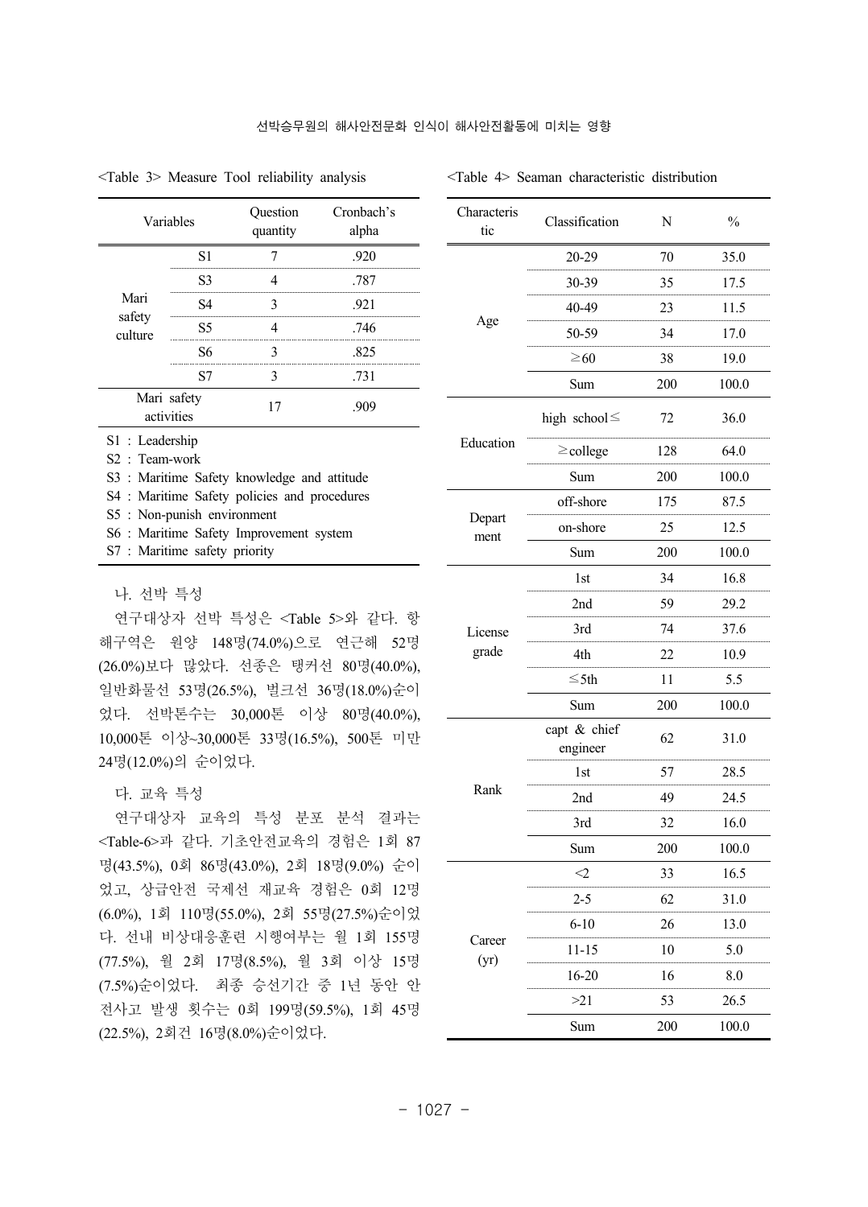<Table 3> Measure Tool reliability analysis

| Variables | | Question quantity | Cronbach's alpha |
|---|---|---|---|
| Mari safety culture | S1 | 7 | .920 |
| | S3 | 4 | .787 |
| | S4 | 3 | .921 |
| | S5 | 4 | .746 |
| | S6 | 3 | .825 |
| | S7 | 3 | .731 |
| Mari safety activities | | 17 | .909 |

S1 : Leadership
S2 : Team-work
S3 : Maritime Safety knowledge and attitude
S4 : Maritime Safety policies and procedures
S5 : Non-punish environment
S6 : Maritime Safety Improvement system
S7 : Maritime safety priority

나. 선박 특성

연구대상자 선박 특성은 <Table 5>와 같다. 항해구역은 원양 148명(74.0%)으로 연근해 52명(26.0%)보다 많았다. 선종은 탱커선 80명(40.0%), 일반화물선 53명(26.5%), 벌크선 36명(18.0%)순이었다. 선박톤수는 30,000톤 이상 80명(40.0%), 10,000톤 이상~30,000톤 33명(16.5%), 500톤 미만 24명(12.0%)의 순이었다.

다. 교육 특성

연구대상자 교육의 특성 분포 분석 결과는 <Table-6>과 같다. 기초안전교육의 경험은 1회 87명(43.5%), 0회 86명(43.0%), 2회 18명(9.0%) 순이었고, 상급안전 국제선 재교육 경험은 0회 12명(6.0%), 1회 110명(55.0%), 2회 55명(27.5%)순이었다. 선내 비상대응훈련 시행여부는 월 1회 155명(77.5%), 월 2회 17명(8.5%), 월 3회 이상 15명(7.5%)순이었다. 최종 승선기간 중 1년 동안 안전사고 발생 횟수는 0회 199명(59.5%), 1회 45명(22.5%), 2회건 16명(8.0%)순이었다.

<Table 4> Seaman characteristic distribution

| Characteristic | Classification | N | % |
|---|---|---|---|
| Age | 20-29 | 70 | 35.0 |
| | 30-39 | 35 | 17.5 |
| | 40-49 | 23 | 11.5 |
| | 50-59 | 34 | 17.0 |
| | ≥60 | 38 | 19.0 |
| | Sum | 200 | 100.0 |
| Education | high school≤ | 72 | 36.0 |
| | ≥college | 128 | 64.0 |
| | Sum | 200 | 100.0 |
| Department | off-shore | 175 | 87.5 |
| | on-shore | 25 | 12.5 |
| | Sum | 200 | 100.0 |
| License grade | 1st | 34 | 16.8 |
| | 2nd | 59 | 29.2 |
| | 3rd | 74 | 37.6 |
| | 4th | 22 | 10.9 |
| | ≤5th | 11 | 5.5 |
| | Sum | 200 | 100.0 |
| Rank | capt & chief engineer | 62 | 31.0 |
| | 1st | 57 | 28.5 |
| | 2nd | 49 | 24.5 |
| | 3rd | 32 | 16.0 |
| | Sum | 200 | 100.0 |
| Career (yr) | <2 | 33 | 16.5 |
| | 2-5 | 62 | 31.0 |
| | 6-10 | 26 | 13.0 |
| | 11-15 | 10 | 5.0 |
| | 16-20 | 16 | 8.0 |
| | >21 | 53 | 26.5 |
| | Sum | 200 | 100.0 |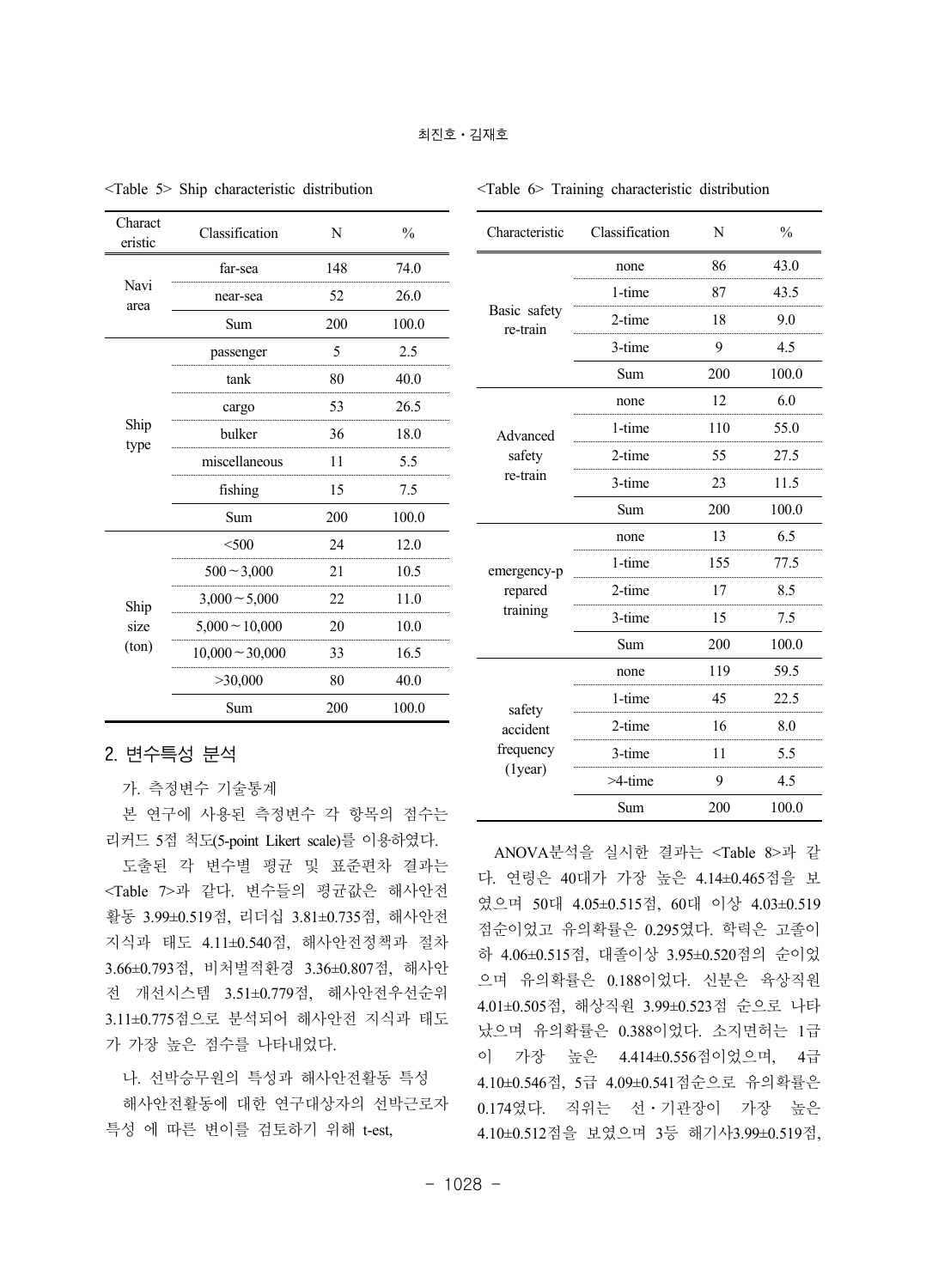<Table 5> Ship characteristic distribution

| Characteristic | Classification | N | % |
|---|---|---|---|
| Navi area | far-sea | 148 | 74.0 |
| | near-sea | 52 | 26.0 |
| | Sum | 200 | 100.0 |
| Ship type | passenger | 5 | 2.5 |
| | tank | 80 | 40.0 |
| | cargo | 53 | 26.5 |
| | bulker | 36 | 18.0 |
| | miscellaneous | 11 | 5.5 |
| | fishing | 15 | 7.5 |
| | Sum | 200 | 100.0 |
| Ship size (ton) | <500 | 24 | 12.0 |
| | 500～3,000 | 21 | 10.5 |
| | 3,000～5,000 | 22 | 11.0 |
| | 5,000～10,000 | 20 | 10.0 |
| | 10,000～30,000 | 33 | 16.5 |
| | >30,000 | 80 | 40.0 |
| | Sum | 200 | 100.0 |

## 2. 변수특성 분석

가. 측정변수 기술통계

본 연구에 사용된 측정변수 각 항목의 점수는 리커드 5점 척도(5-point Likert scale)를 이용하였다.

도출된 각 변수별 평균 및 표준편차 결과는 <Table 7>과 같다. 변수들의 평균값은 해사안전활동 3.99±0.519점, 리더십 3.81±0.735점, 해사안전지식과 태도 4.11±0.540점, 해사안전정책과 절차 3.66±0.793점, 비처벌적환경 3.36±0.807점, 해사안전 개선시스템 3.51±0.779점, 해사안전우선순위 3.11±0.775점으로 분석되어 해사안전 지식과 태도가 가장 높은 점수를 나타내었다.

나. 선박승무원의 특성과 해사안전활동 특성

해사안전활동에 대한 연구대상자의 선박근로자 특성 에 따른 변이를 검토하기 위해 t-est,

<Table 6> Training characteristic distribution

| Characteristic | Classification | N | % |
|---|---|---|---|
| Basic safety re-train | none | 86 | 43.0 |
| | 1-time | 87 | 43.5 |
| | 2-time | 18 | 9.0 |
| | 3-time | 9 | 4.5 |
| | Sum | 200 | 100.0 |
| Advanced safety re-train | none | 12 | 6.0 |
| | 1-time | 110 | 55.0 |
| | 2-time | 55 | 27.5 |
| | 3-time | 23 | 11.5 |
| | Sum | 200 | 100.0 |
| emergency-prepared training | none | 13 | 6.5 |
| | 1-time | 155 | 77.5 |
| | 2-time | 17 | 8.5 |
| | 3-time | 15 | 7.5 |
| | Sum | 200 | 100.0 |
| safety accident frequency (1year) | none | 119 | 59.5 |
| | 1-time | 45 | 22.5 |
| | 2-time | 16 | 8.0 |
| | 3-time | 11 | 5.5 |
| | >4-time | 9 | 4.5 |
| | Sum | 200 | 100.0 |

ANOVA분석을 실시한 결과는 <Table 8>과 같다. 연령은 40대가 가장 높은 4.14±0.465점을 보였으며 50대 4.05±0.515점, 60대 이상 4.03±0.519점순이었고 유의확률은 0.295였다. 학력은 고졸이하 4.06±0.515점, 대졸이상 3.95±0.520점의 순이었으며 유의확률은 0.188이었다. 신분은 육상직원 4.01±0.505점, 해상직원 3.99±0.523점 순으로 나타났으며 유의확률은 0.388이었다. 소지면허는 1급이 가장 높은 4.414±0.556점이었으며, 4급 4.10±0.546점, 5급 4.09±0.541점순으로 유의확률은 0.174였다. 직위는 선・기관장이 가장 높은 4.10±0.512점을 보였으며 3등 해기사3.99±0.519점,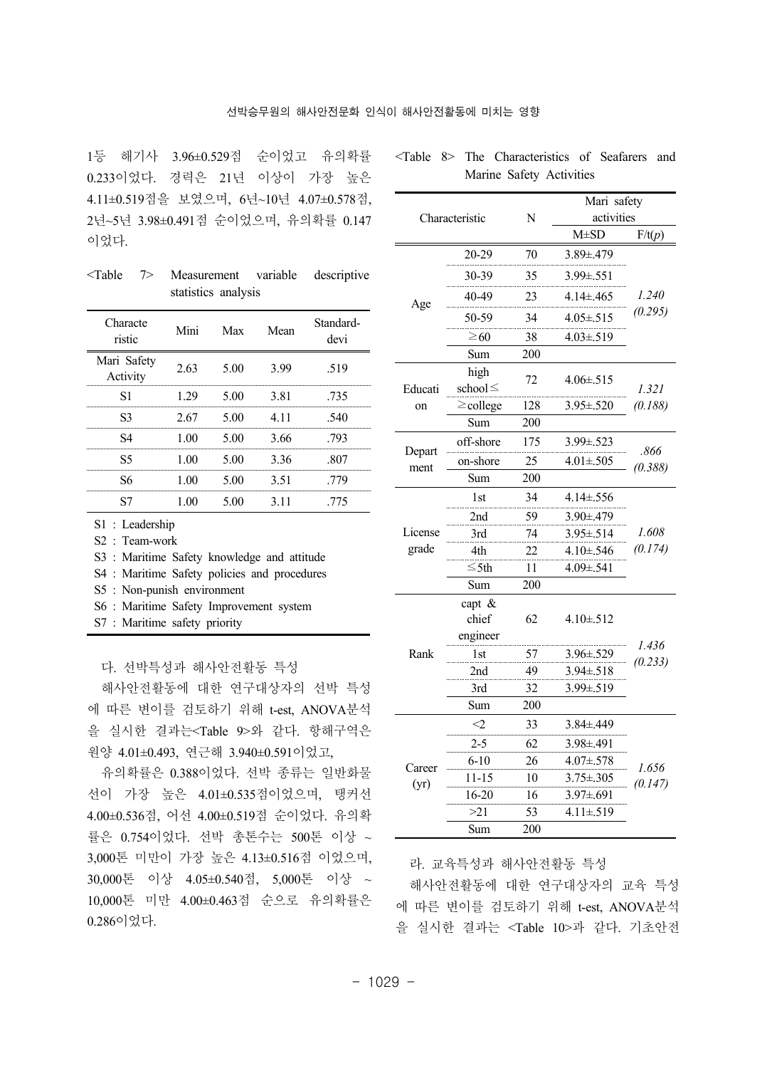1등 해기사 3.96±0.529점 순이었고 유의확률 0.233이었다. 경력은 21년 이상이 가장 높은 4.11±0.519점을 보였으며, 6년~10년 4.07±0.578점, 2년~5년 3.98±0.491점 순이었으며, 유의확률 0.147 이었다.

<Table 7> Measurement variable descriptive statistics analysis

| Characteristic | Mini | Max | Mean | Standard-devi |
|---|---|---|---|---|
| Mari Safety Activity | 2.63 | 5.00 | 3.99 | .519 |
| S1 | 1.29 | 5.00 | 3.81 | .735 |
| S3 | 2.67 | 5.00 | 4.11 | .540 |
| S4 | 1.00 | 5.00 | 3.66 | .793 |
| S5 | 1.00 | 5.00 | 3.36 | .807 |
| S6 | 1.00 | 5.00 | 3.51 | .779 |
| S7 | 1.00 | 5.00 | 3.11 | .775 |

S1 : Leadership
S2 : Team-work
S3 : Maritime Safety knowledge and attitude
S4 : Maritime Safety policies and procedures
S5 : Non-punish environment
S6 : Maritime Safety Improvement system
S7 : Maritime safety priority

### 다. 선박특성과 해사안전활동 특성

해사안전활동에 대한 연구대상자의 선박 특성에 따른 변이를 검토하기 위해 t-est, ANOVA분석을 실시한 결과는<Table 9>와 같다. 항해구역은 원양 4.01±0.493, 연근해 3.940±0.591이었고,

유의확률은 0.388이었다. 선박 종류는 일반화물선이 가장 높은 4.01±0.535점이었으며, 탱커선 4.00±0.536점, 어선 4.00±0.519점 순이었다. 유의확률은 0.754이었다. 선박 총톤수는 500톤 이상 ~ 3,000톤 미만이 가장 높은 4.13±0.516점 이었으며, 30,000톤 이상 4.05±0.540점, 5,000톤 이상 ~ 10,000톤 미만 4.00±0.463점 순으로 유의확률은 0.286이었다.

<Table 8> The Characteristics of Seafarers and Marine Safety Activities

| Characteristic | | N | Mari safety activities | |
|---|---|---|---|---|
| | | | M±SD | F/t(p) |
| Age | 20-29 | 70 | 3.89±.479 | *1.240 (0.295)* |
| | 30-39 | 35 | 3.99±.551 | |
| | 40-49 | 23 | 4.14±.465 | |
| | 50-59 | 34 | 4.05±.515 | |
| | ≥60 | 38 | 4.03±.519 | |
| | Sum | 200 | | |
| Education | high school≤ | 72 | 4.06±.515 | *1.321 (0.188)* |
| | ≥college | 128 | 3.95±.520 | |
| | Sum | 200 | | |
| Department | off-shore | 175 | 3.99±.523 | *.866 (0.388)* |
| | on-shore | 25 | 4.01±.505 | |
| | Sum | 200 | | |
| License grade | 1st | 34 | 4.14±.556 | *1.608 (0.174)* |
| | 2nd | 59 | 3.90±.479 | |
| | 3rd | 74 | 3.95±.514 | |
| | 4th | 22 | 4.10±.546 | |
| | ≤5th | 11 | 4.09±.541 | |
| | Sum | 200 | | |
| Rank | capt & chief engineer | 62 | 4.10±.512 | *1.436 (0.233)* |
| | 1st | 57 | 3.96±.529 | |
| | 2nd | 49 | 3.94±.518 | |
| | 3rd | 32 | 3.99±.519 | |
| | Sum | 200 | | |
| Career (yr) | <2 | 33 | 3.84±.449 | *1.656 (0.147)* |
| | 2-5 | 62 | 3.98±.491 | |
| | 6-10 | 26 | 4.07±.578 | |
| | 11-15 | 10 | 3.75±.305 | |
| | 16-20 | 16 | 3.97±.691 | |
| | >21 | 53 | 4.11±.519 | |
| | Sum | 200 | | |

### 라. 교육특성과 해사안전활동 특성

해사안전활동에 대한 연구대상자의 교육 특성에 따른 변이를 검토하기 위해 t-est, ANOVA분석을 실시한 결과는 <Table 10>과 같다. 기초안전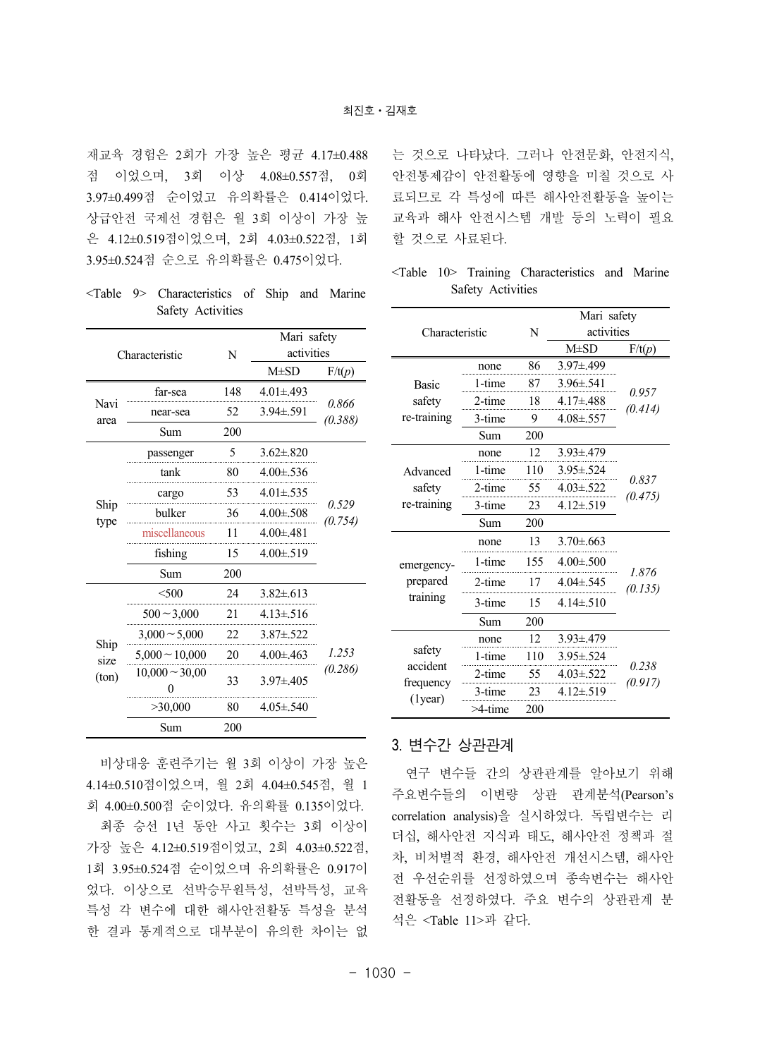재교육 경험은 2회가 가장 높은 평균 4.17±0.488점 이었으며, 3회 이상 4.08±0.557점, 0회 3.97±0.499점 순이었고 유의확률은 0.414이었다. 상급안전 국제선 경험은 월 3회 이상이 가장 높은 4.12±0.519점이었으며, 2회 4.03±0.522점, 1회 3.95±0.524점 순으로 유의확률은 0.475이었다.

<Table 9> Characteristics of Ship and Marine Safety Activities

| Characteristic | | N | Mari safety activities | |
|---|---|---|---|---|
| | | | M±SD | F/t(*p*) |
| Navi area | far-sea | 148 | 4.01±.493 | *0.866 (0.388)* |
| | near-sea | 52 | 3.94±.591 | |
| | Sum | 200 | | |
| Ship type | passenger | 5 | 3.62±.820 | *0.529 (0.754)* |
| | tank | 80 | 4.00±.536 | |
| | cargo | 53 | 4.01±.535 | |
| | bulker | 36 | 4.00±.508 | |
| | miscellaneous | 11 | 4.00±.481 | |
| | fishing | 15 | 4.00±.519 | |
| | Sum | 200 | | |
| Ship size (ton) | <500 | 24 | 3.82±.613 | *1.253 (0.286)* |
| | 500～3,000 | 21 | 4.13±.516 | |
| | 3,000～5,000 | 22 | 3.87±.522 | |
| | 5,000～10,000 | 20 | 4.00±.463 | |
| | 10,000～30,000 | 33 | 3.97±.405 | |
| | >30,000 | 80 | 4.05±.540 | |
| | Sum | 200 | | |

비상대응 훈련주기는 월 3회 이상이 가장 높은 4.14±0.510점이었으며, 월 2회 4.04±0.545점, 월 1회 4.00±0.500점 순이었다. 유의확률 0.135이었다.

최종 승선 1년 동안 사고 횟수는 3회 이상이 가장 높은 4.12±0.519점이었고, 2회 4.03±0.522점, 1회 3.95±0.524점 순이었으며 유의확률은 0.917이었다. 이상으로 선박승무원특성, 선박특성, 교육특성 각 변수에 대한 해사안전활동 특성을 분석한 결과 통계적으로 대부분이 유의한 차이는 없는 것으로 나타났다. 그러나 안전문화, 안전지식, 안전통제감이 안전활동에 영향을 미칠 것으로 사료되므로 각 특성에 따른 해사안전활동을 높이는 교육과 해사 안전시스템 개발 등의 노력이 필요할 것으로 사료된다.

<Table 10> Training Characteristics and Marine Safety Activities

| Characteristic | | N | Mari safety activities | |
|---|---|---|---|---|
| | | | M±SD | F/t(*p*) |
| Basic safety re-training | none | 86 | 3.97±.499 | *0.957 (0.414)* |
| | 1-time | 87 | 3.96±.541 | |
| | 2-time | 18 | 4.17±.488 | |
| | 3-time | 9 | 4.08±.557 | |
| | Sum | 200 | | |
| Advanced safety re-training | none | 12 | 3.93±.479 | *0.837 (0.475)* |
| | 1-time | 110 | 3.95±.524 | |
| | 2-time | 55 | 4.03±.522 | |
| | 3-time | 23 | 4.12±.519 | |
| | Sum | 200 | | |
| emergency-prepared training | none | 13 | 3.70±.663 | *1.876 (0.135)* |
| | 1-time | 155 | 4.00±.500 | |
| | 2-time | 17 | 4.04±.545 | |
| | 3-time | 15 | 4.14±.510 | |
| | Sum | 200 | | |
| safety accident frequency (1year) | none | 12 | 3.93±.479 | *0.238 (0.917)* |
| | 1-time | 110 | 3.95±.524 | |
| | 2-time | 55 | 4.03±.522 | |
| | 3-time | 23 | 4.12±.519 | |
| | >4-time | 200 | | |

## 3. 변수간 상관관계

연구 변수들 간의 상관관계를 알아보기 위해 주요변수들의 이변량 상관 관계분석(Pearson's correlation analysis)을 실시하였다. 독립변수는 리더십, 해사안전 지식과 태도, 해사안전 정책과 절차, 비처벌적 환경, 해사안전 개선시스템, 해사안전 우선순위를 선정하였으며 종속변수는 해사안전활동을 선정하였다. 주요 변수의 상관관계 분석은 <Table 11>과 같다.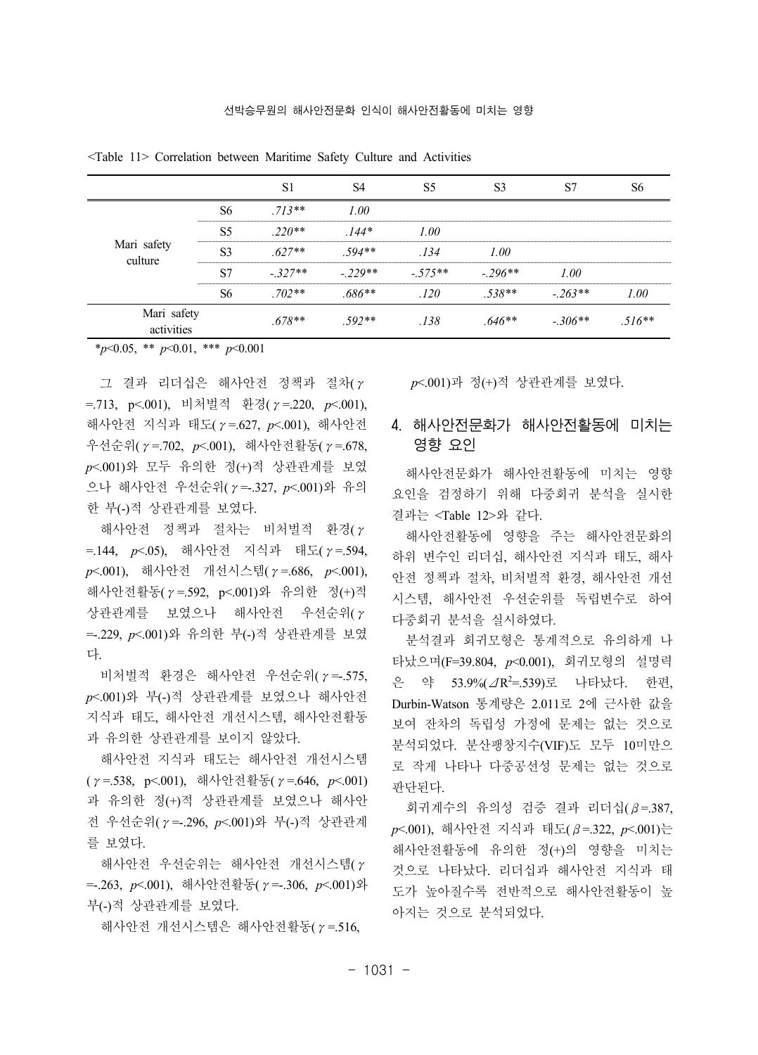<Table 11> Correlation between Maritime Safety Culture and Activities

| | | S1 | S4 | S5 | S3 | S7 | S6 |
|---|---|---|---|---|---|---|---|
| Mari safety culture | S6 | *.713\*\** | *1.00* | | | | |
| | S5 | *.220\*\** | *.144\** | *1.00* | | | |
| | S3 | *.627\*\** | *.594\*\** | *.134* | *1.00* | | |
| | S7 | *-.327\*\** | *-.229\*\** | *-.575\*\** | *-.296\*\** | *1.00* | |
| | S6 | *.702\*\** | *.686\*\** | *.120* | *.538\*\** | *-.263\*\** | *1.00* |
| Mari safety activities | | *.678\*\** | *.592\*\** | *.138* | *.646\*\** | *-.306\*\** | *.516\*\** |

*$p$<0.05, ** $p$<0.01, *** $p$<0.001

그 결과 리더십은 해사안전 정책과 절차($\gamma$ =.713, p<.001), 비처벌적 환경($\gamma$=.220, $p$<.001), 해사안전 지식과 태도($\gamma$=.627, $p$<.001), 해사안전 우선순위($\gamma$=.702, $p$<.001), 해사안전활동($\gamma$=.678, $p$<.001)와 모두 유의한 정(+)적 상관관계를 보였으나 해사안전 우선순위($\gamma$=-.327, $p$<.001)와 유의한 부(-)적 상관관계를 보였다.

해사안전 정책과 절차는 비처벌적 환경($\gamma$ =.144, $p$<.05), 해사안전 지식과 태도($\gamma$=.594, $p$<.001), 해사안전 개선시스템($\gamma$=.686, $p$<.001), 해사안전활동($\gamma$=.592, p<.001)와 유의한 정(+)적 상관관계를 보였으나 해사안전 우선순위($\gamma$ =-.229, $p$<.001)와 유의한 부(-)적 상관관계를 보였다.

비처벌적 환경은 해사안전 우선순위($\gamma$=-.575, $p$<.001)와 부(-)적 상관관계를 보였으나 해사안전 지식과 태도, 해사안전 개선시스템, 해사안전활동과 유의한 상관관계를 보이지 않았다.

해사안전 지식과 태도는 해사안전 개선시스템 ($\gamma$=.538, p<.001), 해사안전활동($\gamma$=.646, $p$<.001)과 유의한 정(+)적 상관관계를 보였으나 해사안전 우선순위($\gamma$=-.296, $p$<.001)와 부(-)적 상관관계를 보였다.

해사안전 우선순위는 해사안전 개선시스템($\gamma$ =-.263, $p$<.001), 해사안전활동($\gamma$=-.306, $p$<.001)와 부(-)적 상관관계를 보였다.

해사안전 개선시스템은 해사안전활동($\gamma$=.516, $p$<.001)과 정(+)적 상관관계를 보였다.

## 4. 해사안전문화가 해사안전활동에 미치는 영향 요인

해사안전문화가 해사안전활동에 미치는 영향 요인을 검정하기 위해 다중회귀 분석을 실시한 결과는 <Table 12>와 같다.

해사안전활동에 영향을 주는 해사안전문화의 하위 변수인 리더십, 해사안전 지식과 태도, 해사안전 정책과 절차, 비처벌적 환경, 해사안전 개선시스템, 해사안전 우선순위를 독립변수로 하여 다중회귀 분석을 실시하였다.

분석결과 회귀모형은 통계적으로 유의하게 나타났으며(F=39.804, $p$<0.001), 회귀모형의 설명력은 약 53.9%($\Delta R^2$=.539)로 나타났다. 한편, Durbin-Watson 통계량은 2.011로 2에 근사한 값을 보여 잔차의 독립성 가정에 문제는 없는 것으로 분석되었다. 분산팽창지수(VIF)도 모두 10미만으로 작게 나타나 다중공선성 문제는 없는 것으로 판단된다.

회귀계수의 유의성 검증 결과 리더십($\beta$=.387, $p$<.001), 해사안전 지식과 태도($\beta$=.322, $p$<.001)는 해사안전활동에 유의한 정(+)의 영향을 미치는 것으로 나타났다. 리더십과 해사안전 지식과 태도가 높아질수록 전반적으로 해사안전활동이 높아지는 것으로 분석되었다.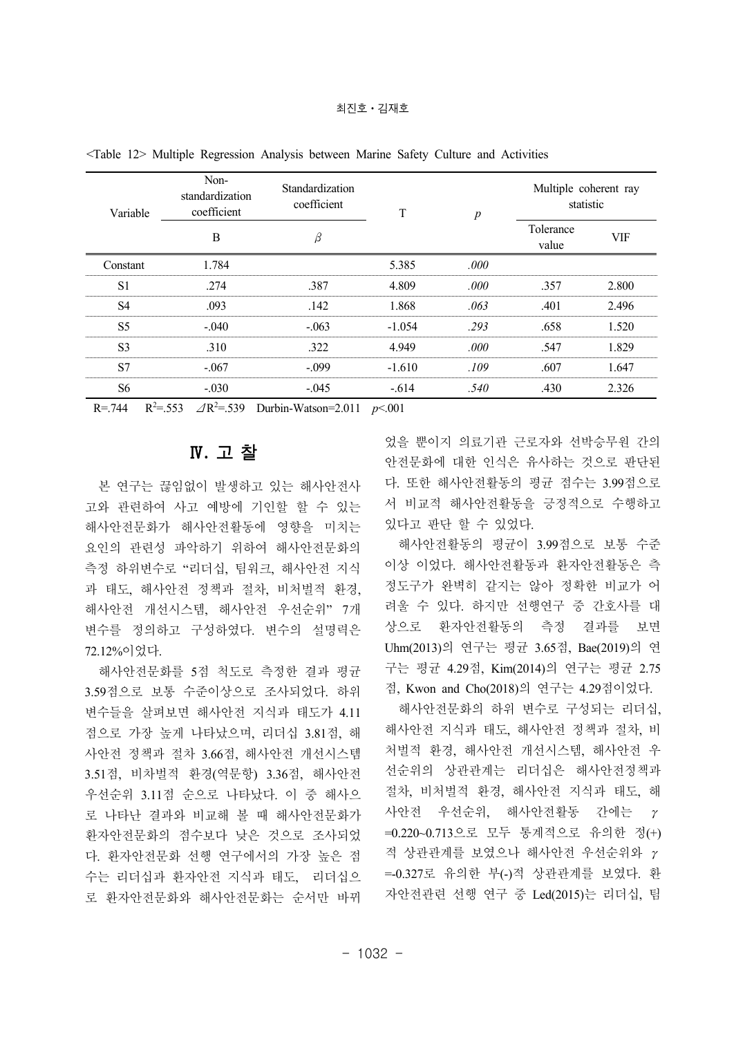<Table 12> Multiple Regression Analysis between Marine Safety Culture and Activities

| Variable | Non-standardization coefficient | Standardization coefficient | T | *p* | Multiple coherent ray statistic | |
|---|---|---|---|---|---|---|
| | B | $\beta$ | | | Tolerance value | VIF |
| Constant | 1.784 | | 5.385 | *.000* | | |
| S1 | .274 | .387 | 4.809 | *.000* | .357 | 2.800 |
| S4 | .093 | .142 | 1.868 | *.063* | .401 | 2.496 |
| S5 | -.040 | -.063 | -1.054 | *.293* | .658 | 1.520 |
| S3 | .310 | .322 | 4.949 | *.000* | .547 | 1.829 |
| S7 | -.067 | -.099 | -1.610 | *.109* | .607 | 1.647 |
| S6 | -.030 | -.045 | -.614 | *.540* | .430 | 2.326 |

R=.744　$R^2$=.553　$\varDelta R^2$=.539　Durbin-Watson=2.011　$p$<.001

## Ⅳ. 고 찰

본 연구는 끊임없이 발생하고 있는 해사안전사고와 관련하여 사고 예방에 기인할 수 있는 해사안전문화가 해사안전활동에 영향을 미치는 요인의 관련성 파악하기 위하여 해사안전문화의 측정 하위변수로 “리더십, 팀워크, 해사안전 지식과 태도, 해사안전 정책과 절차, 비처벌적 환경, 해사안전 개선시스템, 해사안전 우선순위” 7개 변수를 정의하고 구성하였다. 변수의 설명력은 72.12%이었다.

해사안전문화를 5점 척도로 측정한 결과 평균 3.59점으로 보통 수준이상으로 조사되었다. 하위변수들을 살펴보면 해사안전 지식과 태도가 4.11점으로 가장 높게 나타났으며, 리더십 3.81점, 해사안전 정책과 절차 3.66점, 해사안전 개선시스템 3.51점, 비차별적 환경(역문항) 3.36점, 해사안전 우선순위 3.11점 순으로 나타났다. 이 중 해사으로 나타난 결과와 비교해 볼 때 해사안전문화가 환자안전문화의 점수보다 낮은 것으로 조사되었다. 환자안전문화 선행 연구에서의 가장 높은 점수는 리더십과 환자안전 지식과 태도, 리더십으로 환자안전문화와 해사안전문화는 순서만 바뀌었을 뿐이지 의료기관 근로자와 선박승무원 간의 안전문화에 대한 인식은 유사하는 것으로 판단된다. 또한 해사안전활동의 평균 점수는 3.99점으로서 비교적 해사안전활동을 긍정적으로 수행하고 있다고 판단 할 수 있었다.

해사안전활동의 평균이 3.99점으로 보통 수준 이상 이었다. 해사안전활동과 환자안전활동은 측정도구가 완벽히 같지는 않아 정확한 비교가 어려울 수 있다. 하지만 선행연구 중 간호사를 대상으로 환자안전활동의 측정 결과를 보면 Uhm(2013)의 연구는 평균 3.65점, Bae(2019)의 연구는 평균 4.29점, Kim(2014)의 연구는 평균 2.75점, Kwon and Cho(2018)의 연구는 4.29점이었다.

해사안전문화의 하위 변수로 구성되는 리더십, 해사안전 지식과 태도, 해사안전 정책과 절차, 비처벌적 환경, 해사안전 개선시스템, 해사안전 우선순위의 상관관계는 리더십은 해사안전정책과 절차, 비처벌적 환경, 해사안전 지식과 태도, 해사안전 우선순위, 해사안전활동 간에는 $\gamma$ =0.220~0.713으로 모두 통계적으로 유의한 정(+)적 상관관계를 보였으나 해사안전 우선순위와 $\gamma$ =-0.327로 유의한 부(-)적 상관관계를 보였다. 환자안전관련 선행 연구 중 Led(2015)는 리더십, 팀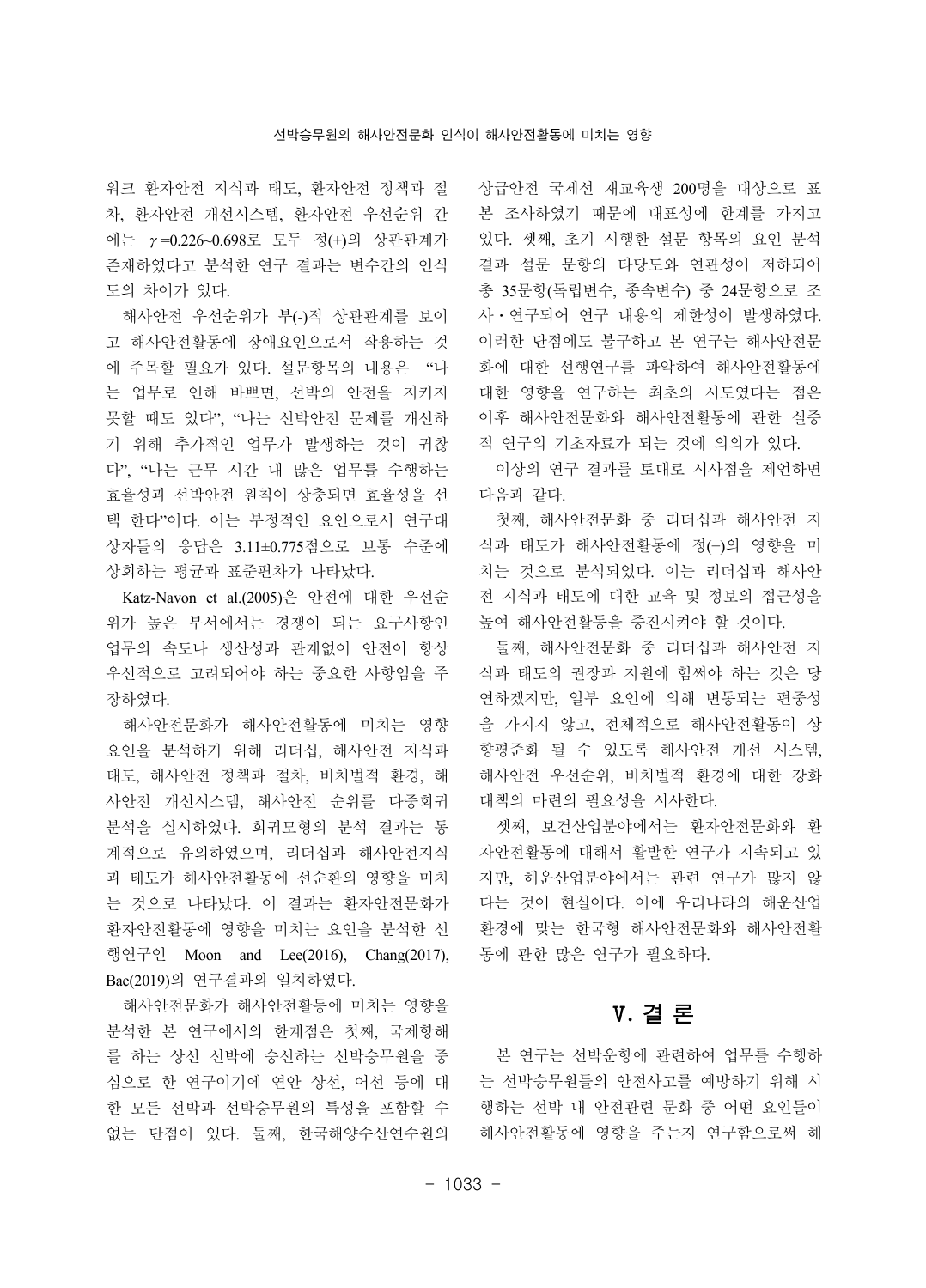워크 환자안전 지식과 태도, 환자안전 정책과 절차, 환자안전 개선시스템, 환자안전 우선순위 간에는 $\gamma$=0.226~0.698로 모두 정(+)의 상관관계가 존재하였다고 분석한 연구 결과는 변수간의 인식도의 차이가 있다.

해사안전 우선순위가 부(-)적 상관관계를 보이고 해사안전활동에 장애요인으로서 작용하는 것에 주목할 필요가 있다. 설문항목의 내용은 "나는 업무로 인해 바쁘면, 선박의 안전을 지키지 못할 때도 있다", "나는 선박안전 문제를 개선하기 위해 추가적인 업무가 발생하는 것이 귀찮다", "나는 근무 시간 내 많은 업무를 수행하는 효율성과 선박안전 원칙이 상충되면 효율성을 선택 한다"이다. 이는 부정적인 요인으로서 연구대상자들의 응답은 3.11±0.775점으로 보통 수준에 상회하는 평균과 표준편차가 나타났다.

Katz-Navon et al.(2005)은 안전에 대한 우선순위가 높은 부서에서는 경쟁이 되는 요구사항인 업무의 속도나 생산성과 관계없이 안전이 항상 우선적으로 고려되어야 하는 중요한 사항임을 주장하였다.

해사안전문화가 해사안전활동에 미치는 영향 요인을 분석하기 위해 리더십, 해사안전 지식과 태도, 해사안전 정책과 절차, 비처벌적 환경, 해사안전 개선시스템, 해사안전 순위를 다중회귀분석을 실시하였다. 회귀모형의 분석 결과는 통계적으로 유의하였으며, 리더십과 해사안전지식과 태도가 해사안전활동에 선순환의 영향을 미치는 것으로 나타났다. 이 결과는 환자안전문화가 환자안전활동에 영향을 미치는 요인을 분석한 선행연구인 Moon and Lee(2016), Chang(2017), Bae(2019)의 연구결과와 일치하였다.

해사안전문화가 해사안전활동에 미치는 영향을 분석한 본 연구에서의 한계점은 첫째, 국제항해를 하는 상선 선박에 승선하는 선박승무원을 중심으로 한 연구이기에 연안 상선, 어선 등에 대한 모든 선박과 선박승무원의 특성을 포함할 수 없는 단점이 있다. 둘째, 한국해양수산연수원의 상급안전 국제선 재교육생 200명을 대상으로 표본 조사하였기 때문에 대표성에 한계를 가지고 있다. 셋째, 초기 시행한 설문 항목의 요인 분석 결과 설문 문항의 타당도와 연관성이 저하되어 총 35문항(독립변수, 종속변수) 중 24문항으로 조사·연구되어 연구 내용의 제한성이 발생하였다. 이러한 단점에도 불구하고 본 연구는 해사안전문화에 대한 선행연구를 파악하여 해사안전활동에 대한 영향을 연구하는 최초의 시도였다는 점은 이후 해사안전문화와 해사안전활동에 관한 실증적 연구의 기초자료가 되는 것에 의의가 있다.

이상의 연구 결과를 토대로 시사점을 제언하면 다음과 같다.

첫째, 해사안전문화 중 리더십과 해사안전 지식과 태도가 해사안전활동에 정(+)의 영향을 미치는 것으로 분석되었다. 이는 리더십과 해사안전 지식과 태도에 대한 교육 및 정보의 접근성을 높여 해사안전활동을 증진시켜야 할 것이다.

둘째, 해사안전문화 중 리더십과 해사안전 지식과 태도의 권장과 지원에 힘써야 하는 것은 당연하겠지만, 일부 요인에 의해 변동되는 편중성을 가지지 않고, 전체적으로 해사안전활동이 상향평준화 될 수 있도록 해사안전 개선 시스템, 해사안전 우선순위, 비처벌적 환경에 대한 강화 대책의 마련의 필요성을 시사한다.

셋째, 보건산업분야에서는 환자안전문화와 환자안전활동에 대해서 활발한 연구가 지속되고 있지만, 해운산업분야에서는 관련 연구가 많지 않다는 것이 현실이다. 이에 우리나라의 해운산업 환경에 맞는 한국형 해사안전문화와 해사안전활동에 관한 많은 연구가 필요하다.

# V. 결 론

본 연구는 선박운항에 관련하여 업무를 수행하는 선박승무원들의 안전사고를 예방하기 위해 시행하는 선박 내 안전관련 문화 중 어떤 요인들이 해사안전활동에 영향을 주는지 연구함으로써 해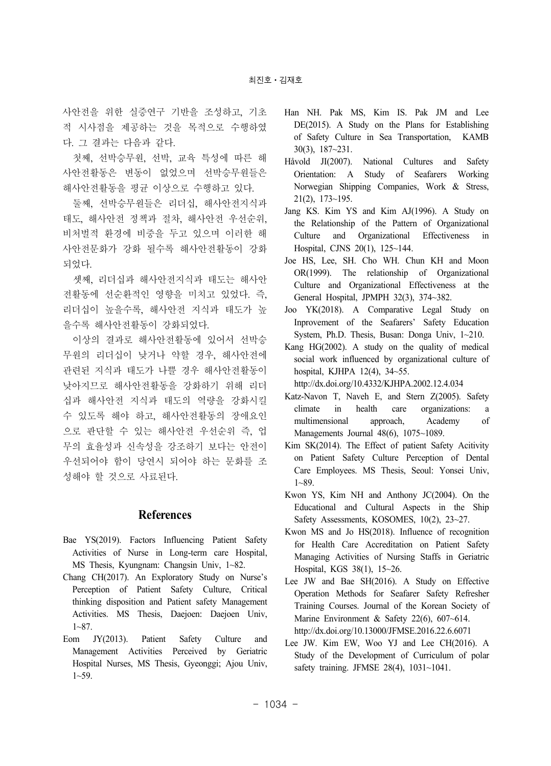사안전을 위한 실증연구 기반을 조성하고, 기초적 시사점을 제공하는 것을 목적으로 수행하였다. 그 결과는 다음과 같다.

첫째, 선박승무원, 선박, 교육 특성에 따른 해사안전활동은 변동이 없었으며 선박승무원들은 해사안전활동을 평균 이상으로 수행하고 있다.

둘째, 선박승무원들은 리더십, 해사안전지식과 태도, 해사안전 정책과 절차, 해사안전 우선순위, 비처벌적 환경에 비중을 두고 있으며 이러한 해사안전문화가 강화 될수록 해사안전활동이 강화되었다.

셋째, 리더십과 해사안전지식과 태도는 해사안전활동에 선순환적인 영향을 미치고 있었다. 즉, 리더십이 높을수록, 해사안전 지식과 태도가 높을수록 해사안전활동이 강화되었다.

이상의 결과로 해사안전활동에 있어서 선박승무원의 리더십이 낮거나 약할 경우, 해사안전에 관련된 지식과 태도가 나쁠 경우 해사안전활동이 낮아지므로 해사안전활동을 강화하기 위해 리더십과 해사안전 지식과 태도의 역량을 강화시킬 수 있도록 해야 하고, 해사안전활동의 장애요인으로 판단할 수 있는 해사안전 우선순위 즉, 업무의 효율성과 신속성을 강조하기 보다는 안전이 우선되어야 함이 당연시 되어야 하는 문화를 조성해야 할 것으로 사료된다.

## References

Bae YS(2019). Factors Influencing Patient Safety Activities of Nurse in Long-term care Hospital, MS Thesis, Kyungnam: Changsin Univ, 1~82.

Chang CH(2017). An Exploratory Study on Nurse's Perception of Patient Safety Culture, Critical thinking disposition and Patient safety Management Activities. MS Thesis, Daejoen: Daejoen Univ, 1~87.

Eom JY(2013). Patient Safety Culture and Management Activities Perceived by Geriatric Hospital Nurses, MS Thesis, Gyeonggi; Ajou Univ, 1~59.

Han NH. Pak MS, Kim IS. Pak JM and Lee DE(2015). A Study on the Plans for Establishing of Safety Culture in Sea Transportation, KAMB 30(3), 187~231.

Håvold JI(2007). National Cultures and Safety Orientation: A Study of Seafarers Working Norwegian Shipping Companies, Work & Stress, 21(2), 173~195.

Jang KS. Kim YS and Kim AJ(1996). A Study on the Relationship of the Pattern of Organizational Culture and Organizational Effectiveness in Hospital, CJNS 20(1), 125~144.

Joe HS, Lee, SH. Cho WH. Chun KH and Moon OR(1999). The relationship of Organizational Culture and Organizational Effectiveness at the General Hospital, JPMPH 32(3), 374~382.

Joo YK(2018). A Comparative Legal Study on Inprovement of the Seafarers' Safety Education System, Ph.D. Thesis, Busan: Donga Univ, 1~210.

Kang HG(2002). A study on the quality of medical social work influenced by organizational culture of hospital, KJHPA 12(4), 34~55. http://dx.doi.org/10.4332/KJHPA.2002.12.4.034

Katz-Navon T, Naveh E, and Stern Z(2005). Safety climate in health care organizations: a multimensional approach, Academy of Managements Journal 48(6), 1075~1089.

Kim SK(2014). The Effect of patient Safety Acitivity on Patient Safety Culture Perception of Dental Care Employees. MS Thesis, Seoul: Yonsei Univ, 1~89.

Kwon YS, Kim NH and Anthony JC(2004). On the Educational and Cultural Aspects in the Ship Safety Assessments, KOSOMES, 10(2), 23~27.

Kwon MS and Jo HS(2018). Influence of recognition for Health Care Accreditation on Patient Safety Managing Activities of Nursing Staffs in Geriatric Hospital, KGS 38(1), 15~26.

Lee JW and Bae SH(2016). A Study on Effective Operation Methods for Seafarer Safety Refresher Training Courses. Journal of the Korean Society of Marine Environment & Safety 22(6), 607~614. http://dx.doi.org/10.13000/JFMSE.2016.22.6.6071

Lee JW. Kim EW, Woo YJ and Lee CH(2016). A Study of the Development of Curriculum of polar safety training. JFMSE 28(4), 1031~1041.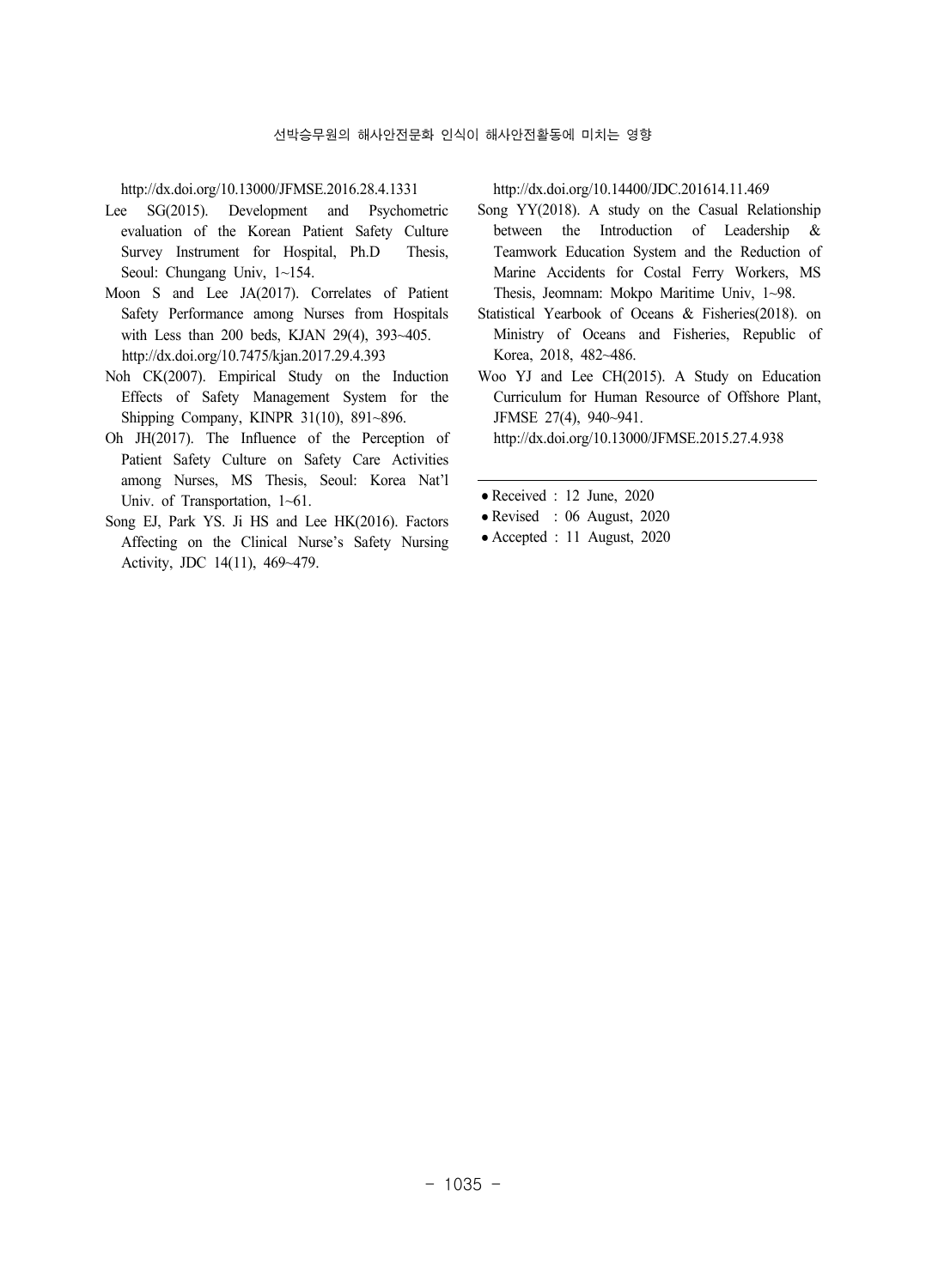http://dx.doi.org/10.13000/JFMSE.2016.28.4.1331

Lee SG(2015). Development and Psychometric evaluation of the Korean Patient Safety Culture Survey Instrument for Hospital, Ph.D Thesis, Seoul: Chungang Univ, 1~154.

Moon S and Lee JA(2017). Correlates of Patient Safety Performance among Nurses from Hospitals with Less than 200 beds, KJAN 29(4), 393~405. http://dx.doi.org/10.7475/kjan.2017.29.4.393

Noh CK(2007). Empirical Study on the Induction Effects of Safety Management System for the Shipping Company, KINPR 31(10), 891~896.

Oh JH(2017). The Influence of the Perception of Patient Safety Culture on Safety Care Activities among Nurses, MS Thesis, Seoul: Korea Nat'l Univ. of Transportation, 1~61.

Song EJ, Park YS. Ji HS and Lee HK(2016). Factors Affecting on the Clinical Nurse's Safety Nursing Activity, JDC 14(11), 469~479. http://dx.doi.org/10.14400/JDC.201614.11.469

Song YY(2018). A study on the Casual Relationship between the Introduction of Leadership & Teamwork Education System and the Reduction of Marine Accidents for Costal Ferry Workers, MS Thesis, Jeomnam: Mokpo Maritime Univ, 1~98.

Statistical Yearbook of Oceans & Fisheries(2018). on Ministry of Oceans and Fisheries, Republic of Korea, 2018, 482~486.

Woo YJ and Lee CH(2015). A Study on Education Curriculum for Human Resource of Offshore Plant, JFMSE 27(4), 940~941. http://dx.doi.org/10.13000/JFMSE.2015.27.4.938

---

- Received : 12 June, 2020
- Revised : 06 August, 2020
- Accepted : 11 August, 2020